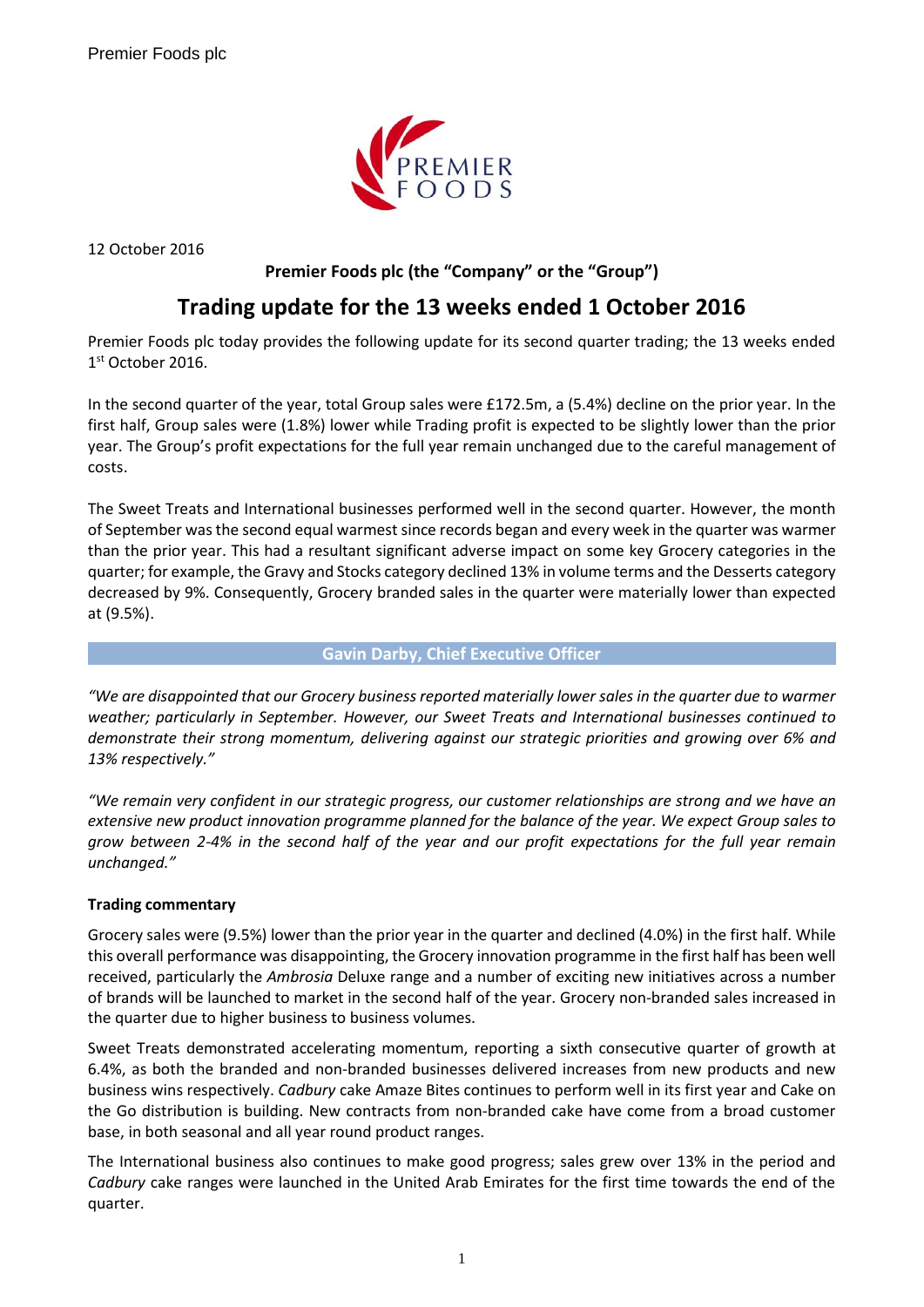Premier Foods plc

12 October 2016

**Premier Foods plc (the "Company" or the "Group")**

# Trading update for the 13 weeks ended 1 October 2016

Premier Foods plc today provides the following update for its second quarter trading; the 13 weeks ended 1st October 2016.

In the second quarter of the year, total Group sales were £172.5m, a (5.4%) decline on the prior year. In the first half, Group sales were (1.8%) lower while Trading profit is expected to be slightly lower than the prior year. The Group's profit expectations for the full year remain unchanged due to the careful management of costs.

The Sweet Treats and International businesses performed well in the second quarter. However, the month of September was the second equal warmest since records began and every week in the quarter was warmer than the prior year. This had a resultant significant adverse impact on some key Grocery categories in the quarter; for example, the Gravy and Stocks category declined 13% in volume terms and the Desserts category decreased by 9%. Consequently, Grocery branded sales in the quarter were materially lower than expected at (9.5%).

## Gavin Darby, Chief Executive Officer

*"We are disappointed that our Grocery business reported materially lower sales in the quarter due to warmer weather; particularly in September. However, our Sweet Treats and International businesses continued to demonstrate their strong momentum, delivering against our strategic priorities and growing over 6% and 13% respectively."*

*"We remain very confident in our strategic progress, our customer relationships are strong and we have an extensive new product innovation programme planned for the balance of the year. We expect Group sales to grow between 2-4% in the second half of the year and our profit expectations for the full year remain unchanged."*

**Trading commentary**

Grocery sales were (9.5%) lower than the prior year in the quarter and declined (4.0%) in the first half. While this overall performance was disappointing, the Grocery innovation programme in the first half has been well received, particularly the *Ambrosia* Deluxe range and a number of exciting new initiatives across a number of brands will be launched to market in the second half of the year. Grocery non-branded sales increased in the quarter due to higher business to business volumes.

Sweet Treats demonstrated accelerating momentum, reporting a sixth consecutive quarter of growth at 6.4%, as both the branded and non-branded businesses delivered increases from new products and new business wins respectively. *Cadbury* cake Amaze Bites continues to perform well in its first year and Cake on the Go distribution is building. New contracts from non-branded cake have come from a broad customer base, in both seasonal and all year round product ranges.

The International business also continues to make good progress; sales grew over 13% in the period and *Cadbury* cake ranges were launched in the United Arab Emirates for the first time towards the end of the quarter.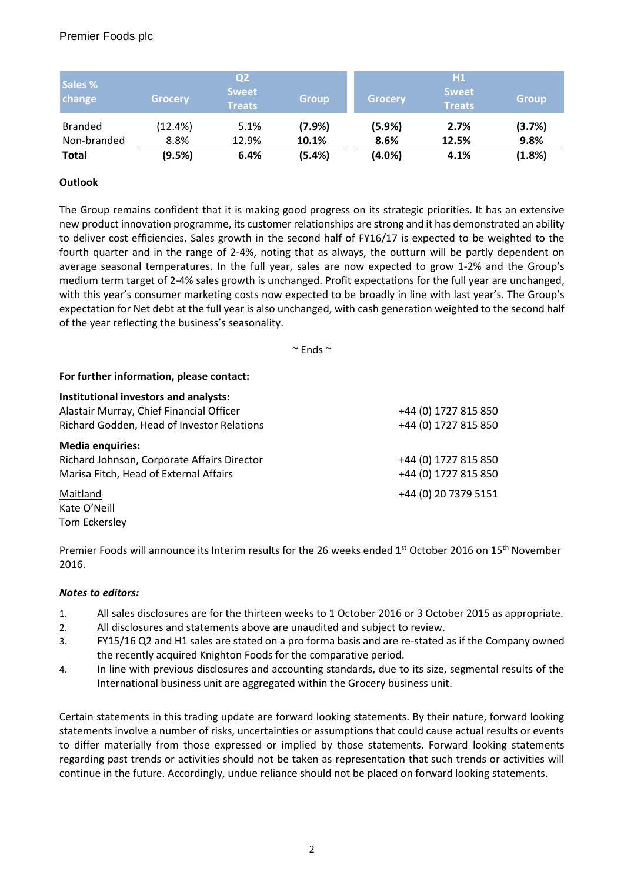| Sales % change | Q2 Grocery | Q2 Sweet Treats | Q2 Group | H1 Grocery | H1 Sweet Treats | H1 Group |
|---|---|---|---|---|---|---|
| Branded | (12.4%) | 5.1% | **(7.9%)** | **(5.9%)** | **2.7%** | **(3.7%)** |
| Non-branded | 8.8% | 12.9% | **10.1%** | **8.6%** | **12.5%** | **9.8%** |
| **Total** | **(9.5%)** | **6.4%** | **(5.4%)** | **(4.0%)** | **4.1%** | **(1.8%)** |

**Outlook**

The Group remains confident that it is making good progress on its strategic priorities. It has an extensive new product innovation programme, its customer relationships are strong and it has demonstrated an ability to deliver cost efficiencies. Sales growth in the second half of FY16/17 is expected to be weighted to the fourth quarter and in the range of 2-4%, noting that as always, the outturn will be partly dependent on average seasonal temperatures. In the full year, sales are now expected to grow 1-2% and the Group's medium term target of 2-4% sales growth is unchanged. Profit expectations for the full year are unchanged, with this year's consumer marketing costs now expected to be broadly in line with last year's. The Group's expectation for Net debt at the full year is also unchanged, with cash generation weighted to the second half of the year reflecting the business's seasonality.

~ Ends ~

**For further information, please contact:**

**Institutional investors and analysts:**

| | |
|---|---|
| Alastair Murray, Chief Financial Officer | +44 (0) 1727 815 850 |
| Richard Godden, Head of Investor Relations | +44 (0) 1727 815 850 |

**Media enquiries:**

| | |
|---|---|
| Richard Johnson, Corporate Affairs Director | +44 (0) 1727 815 850 |
| Marisa Fitch, Head of External Affairs | +44 (0) 1727 815 850 |
| Maitland | +44 (0) 20 7379 5151 |
| Kate O'Neill | |
| Tom Eckersley | |

Premier Foods will announce its Interim results for the 26 weeks ended 1st October 2016 on 15th November 2016.

***Notes to editors:***

1. All sales disclosures are for the thirteen weeks to 1 October 2016 or 3 October 2015 as appropriate.
2. All disclosures and statements above are unaudited and subject to review.
3. FY15/16 Q2 and H1 sales are stated on a pro forma basis and are re-stated as if the Company owned the recently acquired Knighton Foods for the comparative period.
4. In line with previous disclosures and accounting standards, due to its size, segmental results of the International business unit are aggregated within the Grocery business unit.

Certain statements in this trading update are forward looking statements. By their nature, forward looking statements involve a number of risks, uncertainties or assumptions that could cause actual results or events to differ materially from those expressed or implied by those statements. Forward looking statements regarding past trends or activities should not be taken as representation that such trends or activities will continue in the future. Accordingly, undue reliance should not be placed on forward looking statements.